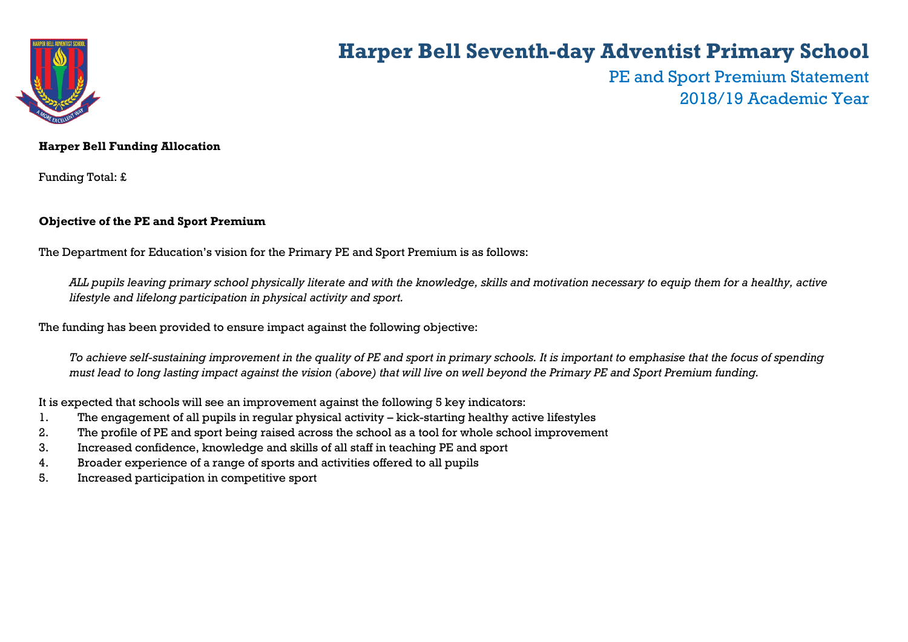# Harper Bell Seventh-day Adventist Primary School

## PE and Sport Premium Statement
## 2018/19 Academic Year

**Harper Bell Funding Allocation**

Funding Total: £

**Objective of the PE and Sport Premium**

The Department for Education's vision for the Primary PE and Sport Premium is as follows:

> *ALL pupils leaving primary school physically literate and with the knowledge, skills and motivation necessary to equip them for a healthy, active lifestyle and lifelong participation in physical activity and sport.*

The funding has been provided to ensure impact against the following objective:

> *To achieve self-sustaining improvement in the quality of PE and sport in primary schools. It is important to emphasise that the focus of spending must lead to long lasting impact against the vision (above) that will live on well beyond the Primary PE and Sport Premium funding.*

It is expected that schools will see an improvement against the following 5 key indicators:

1. The engagement of all pupils in regular physical activity – kick-starting healthy active lifestyles
2. The profile of PE and sport being raised across the school as a tool for whole school improvement
3. Increased confidence, knowledge and skills of all staff in teaching PE and sport
4. Broader experience of a range of sports and activities offered to all pupils
5. Increased participation in competitive sport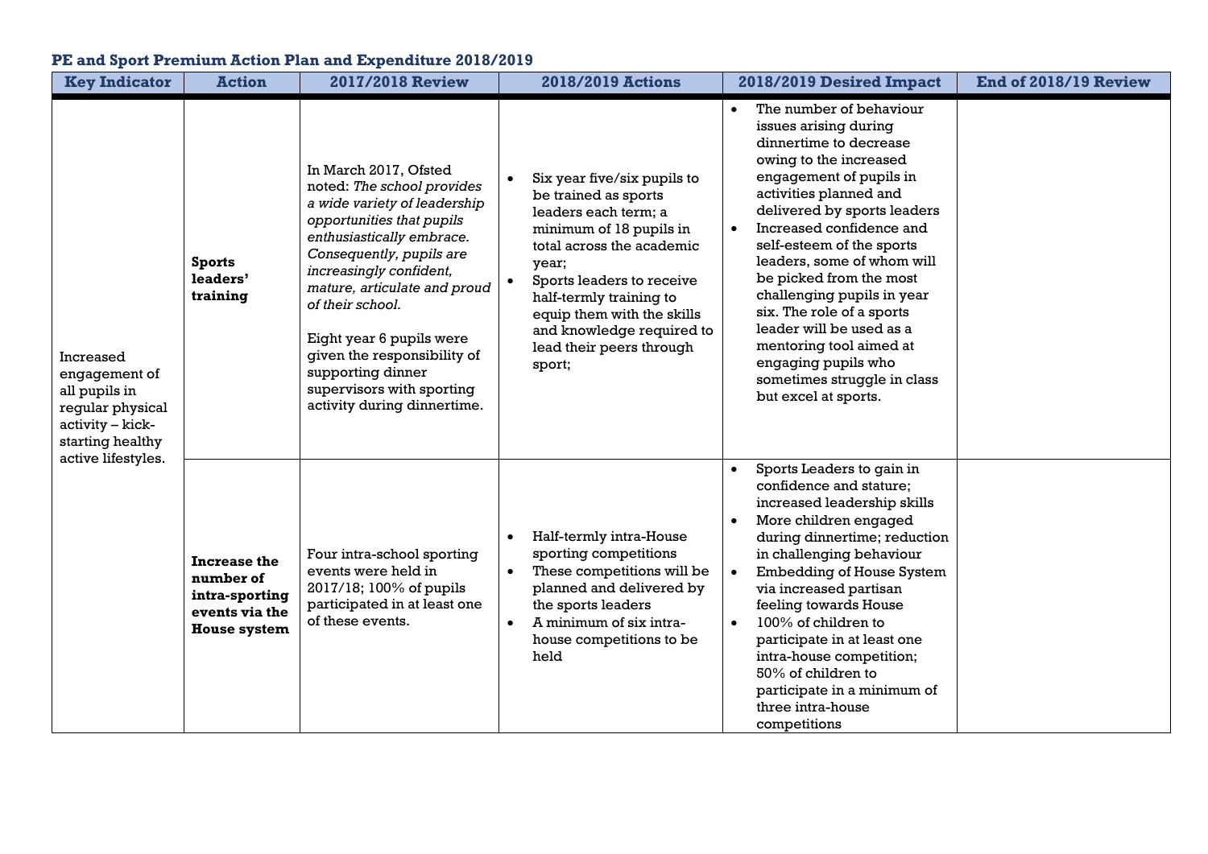**PE and Sport Premium Action Plan and Expenditure 2018/2019**

| Key Indicator | Action | 2017/2018 Review | 2018/2019 Actions | 2018/2019 Desired Impact | End of 2018/19 Review |
|---|---|---|---|---|---|
| Increased engagement of all pupils in regular physical activity – kick-starting healthy active lifestyles. | **Sports leaders' training** | In March 2017, Ofsted noted: *The school provides a wide variety of leadership opportunities that pupils enthusiastically embrace. Consequently, pupils are increasingly confident, mature, articulate and proud of their school.*<br><br>Eight year 6 pupils were given the responsibility of supporting dinner supervisors with sporting activity during dinnertime. | • Six year five/six pupils to be trained as sports leaders each term; a minimum of 18 pupils in total across the academic year;<br>• Sports leaders to receive half-termly training to equip them with the skills and knowledge required to lead their peers through sport; | • The number of behaviour issues arising during dinnertime to decrease owing to the increased engagement of pupils in activities planned and delivered by sports leaders<br>• Increased confidence and self-esteem of the sports leaders, some of whom will be picked from the most challenging pupils in year six. The role of a sports leader will be used as a mentoring tool aimed at engaging pupils who sometimes struggle in class but excel at sports. | |
| | **Increase the number of intra-sporting events via the House system** | Four intra-school sporting events were held in 2017/18; 100% of pupils participated in at least one of these events. | • Half-termly intra-House sporting competitions<br>• These competitions will be planned and delivered by the sports leaders<br>• A minimum of six intra-house competitions to be held | • Sports Leaders to gain in confidence and stature; increased leadership skills<br>• More children engaged during dinnertime; reduction in challenging behaviour<br>• Embedding of House System via increased partisan feeling towards House<br>• 100% of children to participate in at least one intra-house competition; 50% of children to participate in a minimum of three intra-house competitions | |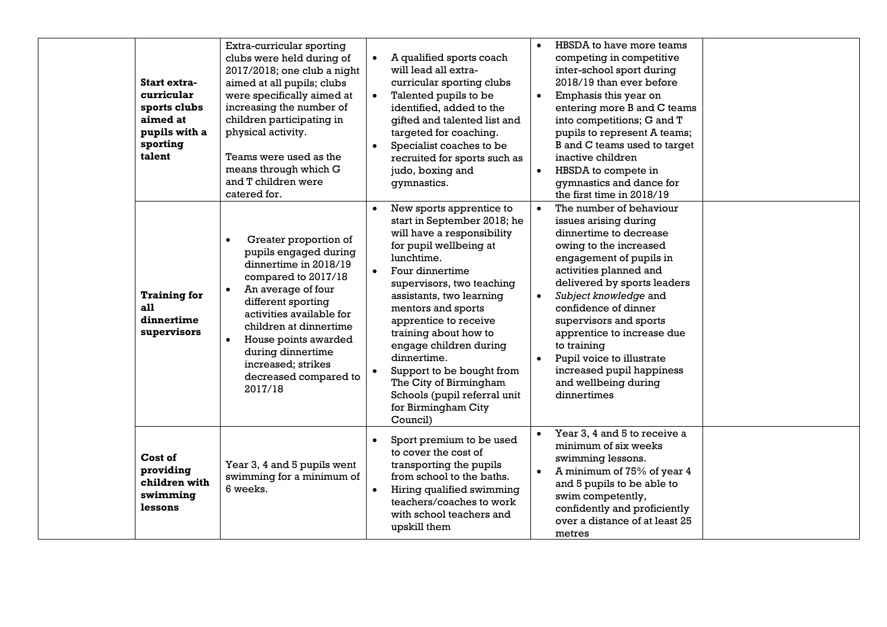| | | | | | |
|---|---|---|---|---|---|
| | **Start extra-curricular sports clubs aimed at pupils with a sporting talent** | Extra-curricular sporting clubs were held during of 2017/2018; one club a night aimed at all pupils; clubs were specifically aimed at increasing the number of children participating in physical activity.<br><br>Teams were used as the means through which G and T children were catered for. | • A qualified sports coach will lead all extra-curricular sporting clubs<br>• Talented pupils to be identified, added to the gifted and talented list and targeted for coaching.<br>• Specialist coaches to be recruited for sports such as judo, boxing and gymnastics. | • HBSDA to have more teams competing in competitive inter-school sport during 2018/19 than ever before<br>• Emphasis this year on entering more B and C teams into competitions; G and T pupils to represent A teams; B and C teams used to target inactive children<br>• HBSDA to compete in gymnastics and dance for the first time in 2018/19 | |
| | **Training for all dinnertime supervisors** | • Greater proportion of pupils engaged during dinnertime in 2018/19 compared to 2017/18<br>• An average of four different sporting activities available for children at dinnertime<br>• House points awarded during dinnertime increased; strikes decreased compared to 2017/18 | • New sports apprentice to start in September 2018; he will have a responsibility for pupil wellbeing at lunchtime.<br>• Four dinnertime supervisors, two teaching assistants, two learning mentors and sports apprentice to receive training about how to engage children during dinnertime.<br>• Support to be bought from The City of Birmingham Schools (pupil referral unit for Birmingham City Council) | • The number of behaviour issues arising during dinnertime to decrease owing to the increased engagement of pupils in activities planned and delivered by sports leaders<br>• *Subject knowledge* and confidence of dinner supervisors and sports apprentice to increase due to training<br>• Pupil voice to illustrate increased pupil happiness and wellbeing during dinnertimes | |
| | **Cost of providing children with swimming lessons** | Year 3, 4 and 5 pupils went swimming for a minimum of 6 weeks. | • Sport premium to be used to cover the cost of transporting the pupils from school to the baths.<br>• Hiring qualified swimming teachers/coaches to work with school teachers and upskill them | • Year 3, 4 and 5 to receive a minimum of six weeks swimming lessons.<br>• A minimum of 75% of year 4 and 5 pupils to be able to swim competently, confidently and proficiently over a distance of at least 25 metres | |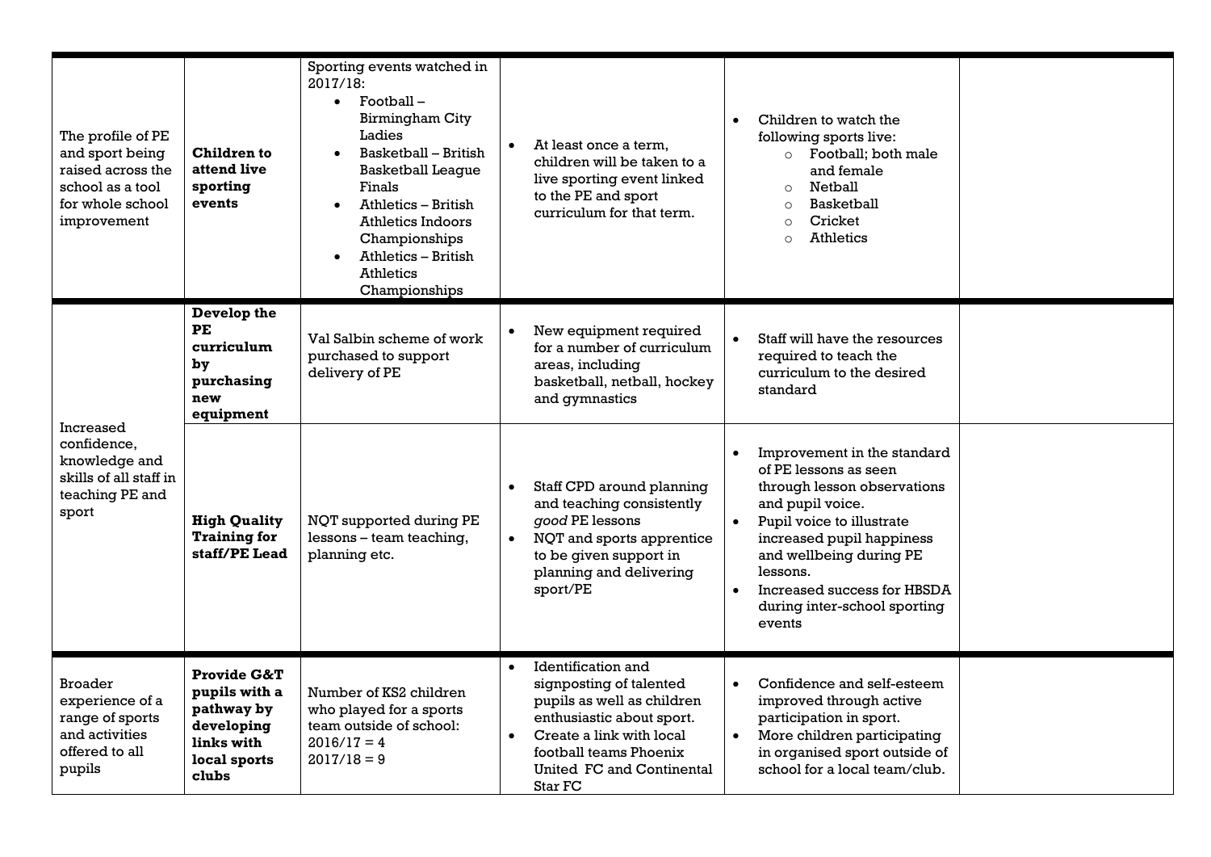| | | | | | |
|---|---|---|---|---|---|
| The profile of PE and sport being raised across the school as a tool for whole school improvement | **Children to attend live sporting events** | Sporting events watched in 2017/18: <ul><li>Football – Birmingham City Ladies</li><li>Basketball – British Basketball League Finals</li><li>Athletics – British Athletics Indoors Championships</li><li>Athletics – British Athletics Championships</li></ul> | <ul><li>At least once a term, children will be taken to a live sporting event linked to the PE and sport curriculum for that term.</li></ul> | <ul><li>Children to watch the following sports live:<ul><li>Football; both male and female</li><li>Netball</li><li>Basketball</li><li>Cricket</li><li>Athletics</li></ul></li></ul> | |
| Increased confidence, knowledge and skills of all staff in teaching PE and sport | **Develop the PE curriculum by purchasing new equipment** | Val Salbin scheme of work purchased to support delivery of PE | <ul><li>New equipment required for a number of curriculum areas, including basketball, netball, hockey and gymnastics</li></ul> | <ul><li>Staff will have the resources required to teach the curriculum to the desired standard</li></ul> | |
| | **High Quality Training for staff/PE Lead** | NQT supported during PE lessons – team teaching, planning etc. | <ul><li>Staff CPD around planning and teaching consistently *good* PE lessons</li><li>NQT and sports apprentice to be given support in planning and delivering sport/PE</li></ul> | <ul><li>Improvement in the standard of PE lessons as seen through lesson observations and pupil voice.</li><li>Pupil voice to illustrate increased pupil happiness and wellbeing during PE lessons.</li><li>Increased success for HBSDA during inter-school sporting events</li></ul> | |
| Broader experience of a range of sports and activities offered to all pupils | **Provide G&T pupils with a pathway by developing links with local sports clubs** | Number of KS2 children who played for a sports team outside of school:<br>2016/17 = 4<br>2017/18 = 9 | <ul><li>Identification and signposting of talented pupils as well as children enthusiastic about sport.</li><li>Create a link with local football teams Phoenix United FC and Continental Star FC</li></ul> | <ul><li>Confidence and self-esteem improved through active participation in sport.</li><li>More children participating in organised sport outside of school for a local team/club.</li></ul> | |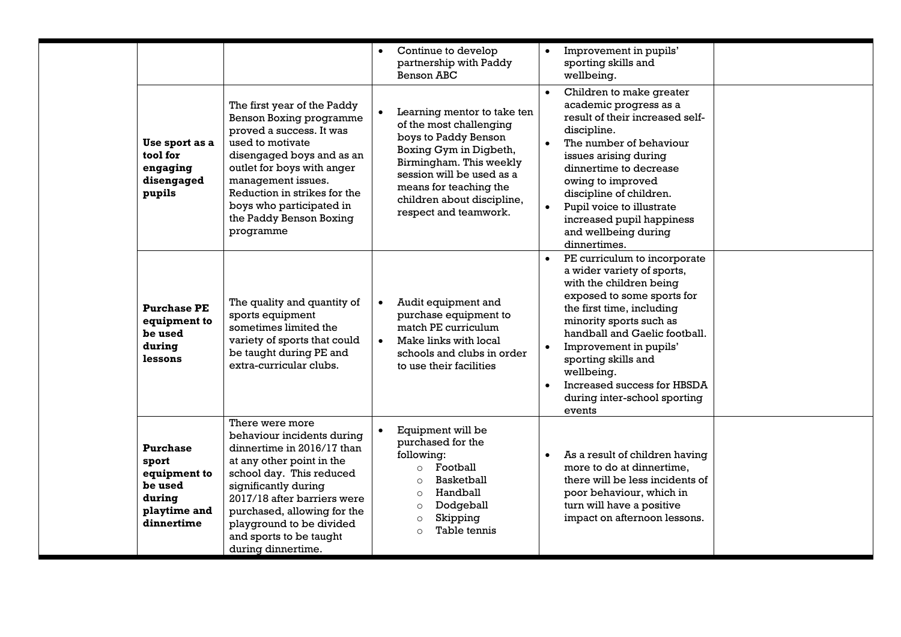| | | | | |
|---|---|---|---|---|
| | | • Continue to develop partnership with Paddy Benson ABC | • Improvement in pupils' sporting skills and wellbeing. | |
| **Use sport as a tool for engaging disengaged pupils** | The first year of the Paddy Benson Boxing programme proved a success. It was used to motivate disengaged boys and as an outlet for boys with anger management issues. Reduction in strikes for the boys who participated in the Paddy Benson Boxing programme | • Learning mentor to take ten of the most challenging boys to Paddy Benson Boxing Gym in Digbeth, Birmingham. This weekly session will be used as a means for teaching the children about discipline, respect and teamwork. | • Children to make greater academic progress as a result of their increased self-discipline.<br>• The number of behaviour issues arising during dinnertime to decrease owing to improved discipline of children.<br>• Pupil voice to illustrate increased pupil happiness and wellbeing during dinnertimes. | |
| **Purchase PE equipment to be used during lessons** | The quality and quantity of sports equipment sometimes limited the variety of sports that could be taught during PE and extra-curricular clubs. | • Audit equipment and purchase equipment to match PE curriculum<br>• Make links with local schools and clubs in order to use their facilities | • PE curriculum to incorporate a wider variety of sports, with the children being exposed to some sports for the first time, including minority sports such as handball and Gaelic football.<br>• Improvement in pupils' sporting skills and wellbeing.<br>• Increased success for HBSDA during inter-school sporting events | |
| **Purchase sport equipment to be used during playtime and dinnertime** | There were more behaviour incidents during dinnertime in 2016/17 than at any other point in the school day. This reduced significantly during 2017/18 after barriers were purchased, allowing for the playground to be divided and sports to be taught during dinnertime. | • Equipment will be purchased for the following:<br>  ○ Football<br>  ○ Basketball<br>  ○ Handball<br>  ○ Dodgeball<br>  ○ Skipping<br>  ○ Table tennis | • As a result of children having more to do at dinnertime, there will be less incidents of poor behaviour, which in turn will have a positive impact on afternoon lessons. | |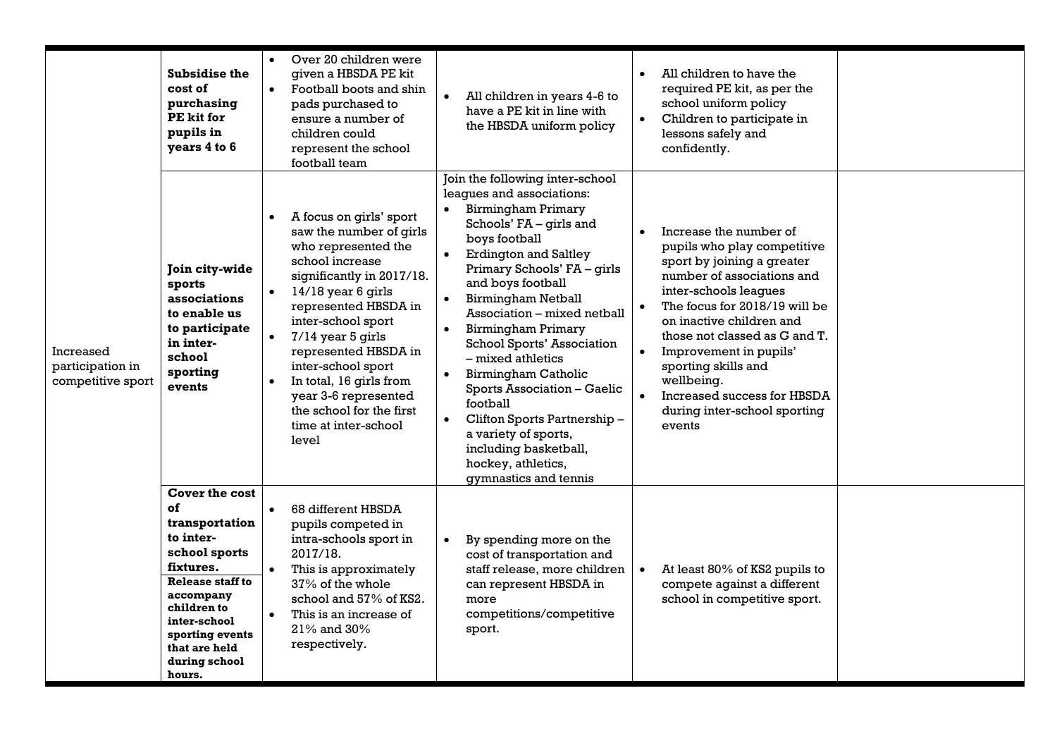| | | | | | |
|---|---|---|---|---|---|
| Increased participation in competitive sport | **Subsidise the cost of purchasing PE kit for pupils in years 4 to 6** | • Over 20 children were given a HBSDA PE kit<br>• Football boots and shin pads purchased to ensure a number of children could represent the school football team | • All children in years 4-6 to have a PE kit in line with the HBSDA uniform policy | • All children to have the required PE kit, as per the school uniform policy<br>• Children to participate in lessons safely and confidently. | |
| | **Join city-wide sports associations to enable us to participate in inter-school sporting events** | • A focus on girls' sport saw the number of girls who represented the school increase significantly in 2017/18.<br>• 14/18 year 6 girls represented HBSDA in inter-school sport<br>• 7/14 year 5 girls represented HBSDA in inter-school sport<br>• In total, 16 girls from year 3-6 represented the school for the first time at inter-school level | Join the following inter-school leagues and associations:<br>• Birmingham Primary Schools' FA – girls and boys football<br>• Erdington and Saltley Primary Schools' FA – girls and boys football<br>• Birmingham Netball Association – mixed netball<br>• Birmingham Primary School Sports' Association – mixed athletics<br>• Birmingham Catholic Sports Association – Gaelic football<br>• Clifton Sports Partnership – a variety of sports, including basketball, hockey, athletics, gymnastics and tennis | • Increase the number of pupils who play competitive sport by joining a greater number of associations and inter-schools leagues<br>• The focus for 2018/19 will be on inactive children and those not classed as G and T.<br>• Improvement in pupils' sporting skills and wellbeing.<br>• Increased success for HBSDA during inter-school sporting events | |
| | **Cover the cost of transportation to inter-school sports fixtures.**<br>**Release staff to accompany children to inter-school sporting events that are held during school hours.** | • 68 different HBSDA pupils competed in intra-schools sport in 2017/18.<br>• This is approximately 37% of the whole school and 57% of KS2.<br>• This is an increase of 21% and 30% respectively. | • By spending more on the cost of transportation and staff release, more children can represent HBSDA in more competitions/competitive sport. | • At least 80% of KS2 pupils to compete against a different school in competitive sport. | |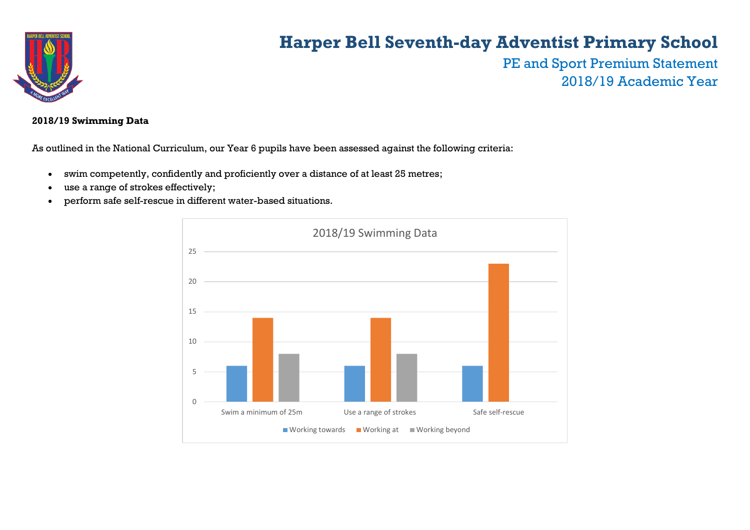# Harper Bell Seventh-day Adventist Primary School

## PE and Sport Premium Statement
## 2018/19 Academic Year

**2018/19 Swimming Data**

As outlined in the National Curriculum, our Year 6 pupils have been assessed against the following criteria:

- swim competently, confidently and proficiently over a distance of at least 25 metres;
- use a range of strokes effectively;
- perform safe self-rescue in different water-based situations.

2018/19 Swimming Data

25
20
15
10
5
0

Swim a minimum of 25m
Use a range of strokes
Safe self-rescue

Working towards
Working at
Working beyond